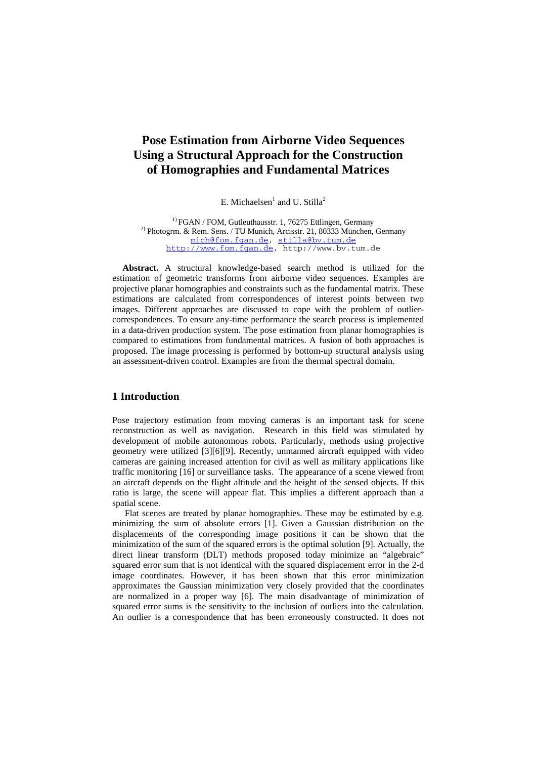# Pose Estimation from Airborne Video Sequences Using a Structural Approach for the Construction of Homographies and Fundamental Matrices

E. Michaelsen[1] and U. Stilla[2]

[1] FGAN / FOM, Gutleuthausstr. 1, 76275 Ettlingen, Germany
[2] Photogrm. & Rem. Sens. / TU Munich, Arcisstr. 21, 80333 München, Germany
mich@fom.fgan.de, stilla@bv.tum.de
http://www.fom.fgan.de, http://www.bv.tum.de

**Abstract.** A structural knowledge-based search method is utilized for the estimation of geometric transforms from airborne video sequences. Examples are projective planar homographies and constraints such as the fundamental matrix. These estimations are calculated from correspondences of interest points between two images. Different approaches are discussed to cope with the problem of outlier-correspondences. To ensure any-time performance the search process is implemented in a data-driven production system. The pose estimation from planar homographies is compared to estimations from fundamental matrices. A fusion of both approaches is proposed. The image processing is performed by bottom-up structural analysis using an assessment-driven control. Examples are from the thermal spectral domain.

## 1 Introduction

Pose trajectory estimation from moving cameras is an important task for scene reconstruction as well as navigation. Research in this field was stimulated by development of mobile autonomous robots. Particularly, methods using projective geometry were utilized [3][6][9]. Recently, unmanned aircraft equipped with video cameras are gaining increased attention for civil as well as military applications like traffic monitoring [16] or surveillance tasks. The appearance of a scene viewed from an aircraft depends on the flight altitude and the height of the sensed objects. If this ratio is large, the scene will appear flat. This implies a different approach than a spatial scene.

Flat scenes are treated by planar homographies. These may be estimated by e.g. minimizing the sum of absolute errors [1]. Given a Gaussian distribution on the displacements of the corresponding image positions it can be shown that the minimization of the sum of the squared errors is the optimal solution [9]. Actually, the direct linear transform (DLT) methods proposed today minimize an "algebraic" squared error sum that is not identical with the squared displacement error in the 2-d image coordinates. However, it has been shown that this error minimization approximates the Gaussian minimization very closely provided that the coordinates are normalized in a proper way [6]. The main disadvantage of minimization of squared error sums is the sensitivity to the inclusion of outliers into the calculation. An outlier is a correspondence that has been erroneously constructed. It does not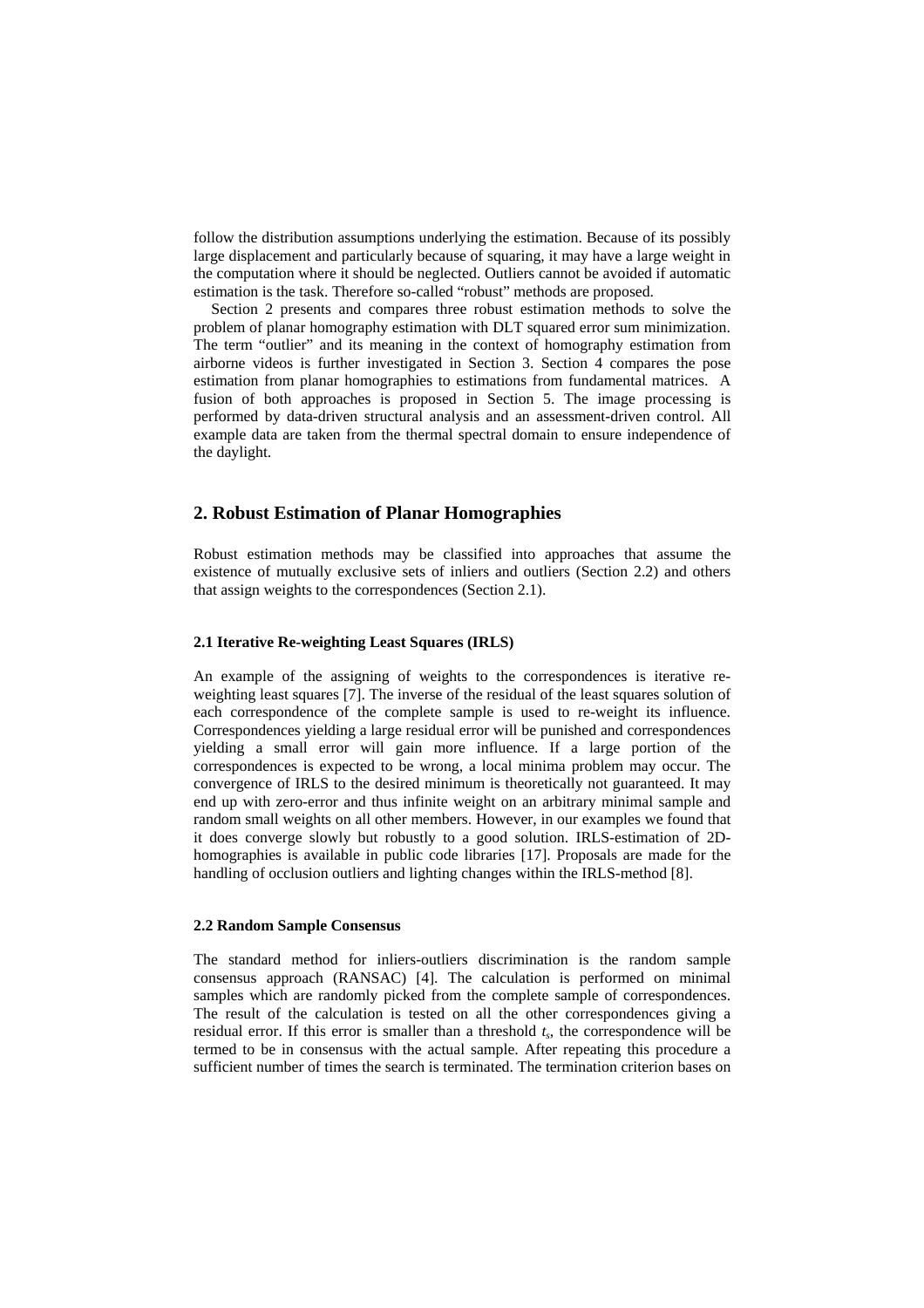follow the distribution assumptions underlying the estimation. Because of its possibly large displacement and particularly because of squaring, it may have a large weight in the computation where it should be neglected. Outliers cannot be avoided if automatic estimation is the task. Therefore so-called "robust" methods are proposed.

Section 2 presents and compares three robust estimation methods to solve the problem of planar homography estimation with DLT squared error sum minimization. The term "outlier" and its meaning in the context of homography estimation from airborne videos is further investigated in Section 3. Section 4 compares the pose estimation from planar homographies to estimations from fundamental matrices. A fusion of both approaches is proposed in Section 5. The image processing is performed by data-driven structural analysis and an assessment-driven control. All example data are taken from the thermal spectral domain to ensure independence of the daylight.

## 2. Robust Estimation of Planar Homographies

Robust estimation methods may be classified into approaches that assume the existence of mutually exclusive sets of inliers and outliers (Section 2.2) and others that assign weights to the correspondences (Section 2.1).

### 2.1 Iterative Re-weighting Least Squares (IRLS)

An example of the assigning of weights to the correspondences is iterative re-weighting least squares [7]. The inverse of the residual of the least squares solution of each correspondence of the complete sample is used to re-weight its influence. Correspondences yielding a large residual error will be punished and correspondences yielding a small error will gain more influence. If a large portion of the correspondences is expected to be wrong, a local minima problem may occur. The convergence of IRLS to the desired minimum is theoretically not guaranteed. It may end up with zero-error and thus infinite weight on an arbitrary minimal sample and random small weights on all other members. However, in our examples we found that it does converge slowly but robustly to a good solution. IRLS-estimation of 2D-homographies is available in public code libraries [17]. Proposals are made for the handling of occlusion outliers and lighting changes within the IRLS-method [8].

### 2.2 Random Sample Consensus

The standard method for inliers-outliers discrimination is the random sample consensus approach (RANSAC) [4]. The calculation is performed on minimal samples which are randomly picked from the complete sample of correspondences. The result of the calculation is tested on all the other correspondences giving a residual error. If this error is smaller than a threshold $t_s$, the correspondence will be termed to be in consensus with the actual sample. After repeating this procedure a sufficient number of times the search is terminated. The termination criterion bases on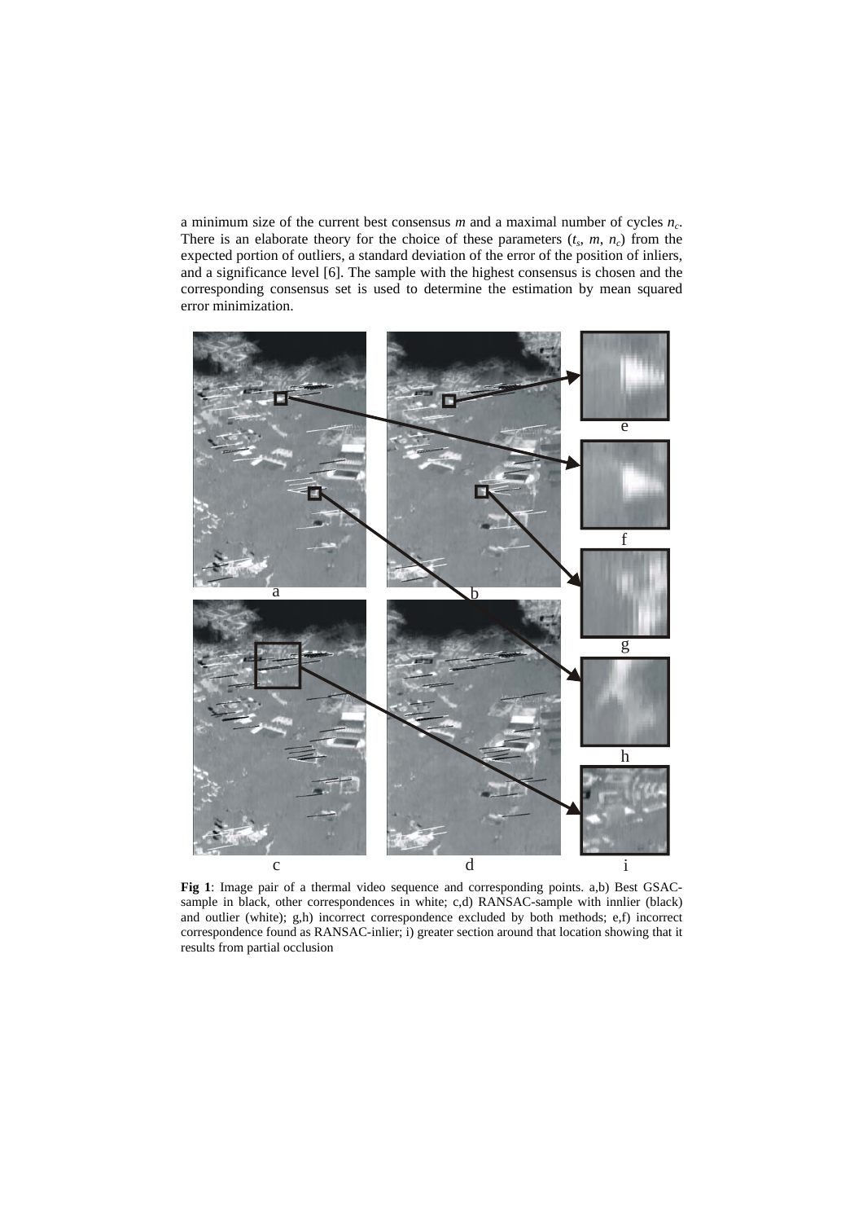a minimum size of the current best consensus $m$ and a maximal number of cycles $n_c$. There is an elaborate theory for the choice of these parameters ($t_s$, $m$, $n_c$) from the expected portion of outliers, a standard deviation of the error of the position of inliers, and a significance level [6]. The sample with the highest consensus is chosen and the corresponding consensus set is used to determine the estimation by mean squared error minimization.

**Fig 1**: Image pair of a thermal video sequence and corresponding points. a,b) Best GSAC-sample in black, other correspondences in white; c,d) RANSAC-sample with innlier (black) and outlier (white); g,h) incorrect correspondence excluded by both methods; e,f) incorrect correspondence found as RANSAC-inlier; i) greater section around that location showing that it results from partial occlusion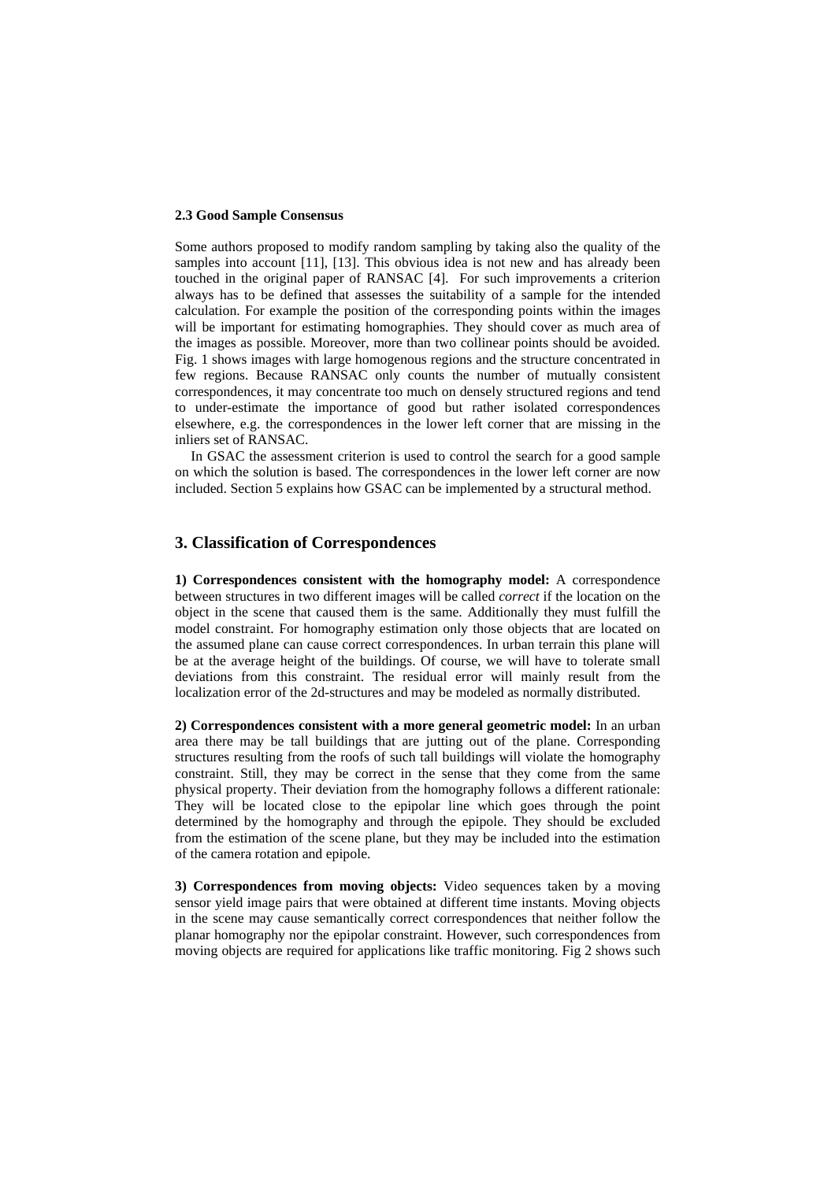### 2.3 Good Sample Consensus

Some authors proposed to modify random sampling by taking also the quality of the samples into account [11], [13]. This obvious idea is not new and has already been touched in the original paper of RANSAC [4]. For such improvements a criterion always has to be defined that assesses the suitability of a sample for the intended calculation. For example the position of the corresponding points within the images will be important for estimating homographies. They should cover as much area of the images as possible. Moreover, more than two collinear points should be avoided. Fig. 1 shows images with large homogenous regions and the structure concentrated in few regions. Because RANSAC only counts the number of mutually consistent correspondences, it may concentrate too much on densely structured regions and tend to under-estimate the importance of good but rather isolated correspondences elsewhere, e.g. the correspondences in the lower left corner that are missing in the inliers set of RANSAC.

In GSAC the assessment criterion is used to control the search for a good sample on which the solution is based. The correspondences in the lower left corner are now included. Section 5 explains how GSAC can be implemented by a structural method.

## 3. Classification of Correspondences

**1) Correspondences consistent with the homography model:** A correspondence between structures in two different images will be called *correct* if the location on the object in the scene that caused them is the same. Additionally they must fulfill the model constraint. For homography estimation only those objects that are located on the assumed plane can cause correct correspondences. In urban terrain this plane will be at the average height of the buildings. Of course, we will have to tolerate small deviations from this constraint. The residual error will mainly result from the localization error of the 2d-structures and may be modeled as normally distributed.

**2) Correspondences consistent with a more general geometric model:** In an urban area there may be tall buildings that are jutting out of the plane. Corresponding structures resulting from the roofs of such tall buildings will violate the homography constraint. Still, they may be correct in the sense that they come from the same physical property. Their deviation from the homography follows a different rationale: They will be located close to the epipolar line which goes through the point determined by the homography and through the epipole. They should be excluded from the estimation of the scene plane, but they may be included into the estimation of the camera rotation and epipole.

**3) Correspondences from moving objects:** Video sequences taken by a moving sensor yield image pairs that were obtained at different time instants. Moving objects in the scene may cause semantically correct correspondences that neither follow the planar homography nor the epipolar constraint. However, such correspondences from moving objects are required for applications like traffic monitoring. Fig 2 shows such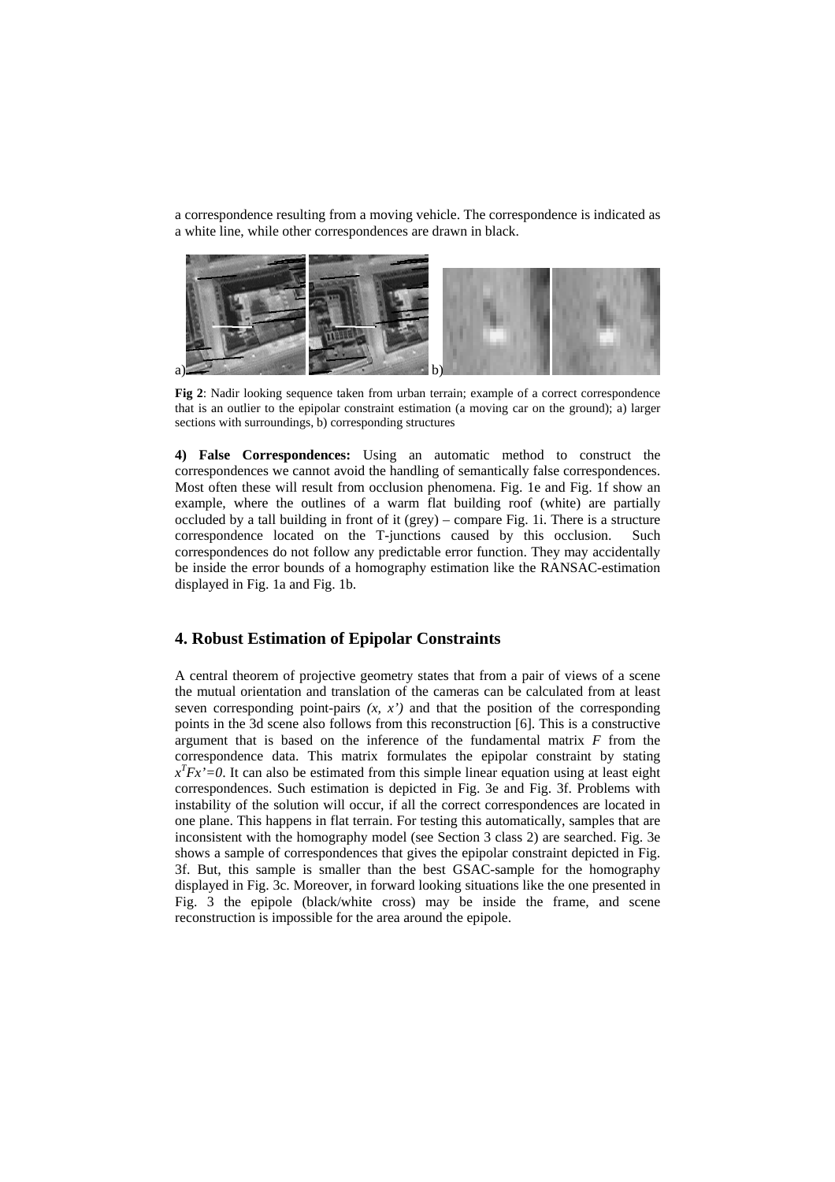a correspondence resulting from a moving vehicle. The correspondence is indicated as a white line, while other correspondences are drawn in black.

**Fig 2**: Nadir looking sequence taken from urban terrain; example of a correct correspondence that is an outlier to the epipolar constraint estimation (a moving car on the ground); a) larger sections with surroundings, b) corresponding structures

**4) False Correspondences:** Using an automatic method to construct the correspondences we cannot avoid the handling of semantically false correspondences. Most often these will result from occlusion phenomena. Fig. 1e and Fig. 1f show an example, where the outlines of a warm flat building roof (white) are partially occluded by a tall building in front of it (grey) – compare Fig. 1i. There is a structure correspondence located on the T-junctions caused by this occlusion. Such correspondences do not follow any predictable error function. They may accidentally be inside the error bounds of a homography estimation like the RANSAC-estimation displayed in Fig. 1a and Fig. 1b.

## 4. Robust Estimation of Epipolar Constraints

A central theorem of projective geometry states that from a pair of views of a scene the mutual orientation and translation of the cameras can be calculated from at least seven corresponding point-pairs $(x, x')$ and that the position of the corresponding points in the 3d scene also follows from this reconstruction [6]. This is a constructive argument that is based on the inference of the fundamental matrix $F$ from the correspondence data. This matrix formulates the epipolar constraint by stating $x^T F x' = 0$. It can also be estimated from this simple linear equation using at least eight correspondences. Such estimation is depicted in Fig. 3e and Fig. 3f. Problems with instability of the solution will occur, if all the correct correspondences are located in one plane. This happens in flat terrain. For testing this automatically, samples that are inconsistent with the homography model (see Section 3 class 2) are searched. Fig. 3e shows a sample of correspondences that gives the epipolar constraint depicted in Fig. 3f. But, this sample is smaller than the best GSAC-sample for the homography displayed in Fig. 3c. Moreover, in forward looking situations like the one presented in Fig. 3 the epipole (black/white cross) may be inside the frame, and scene reconstruction is impossible for the area around the epipole.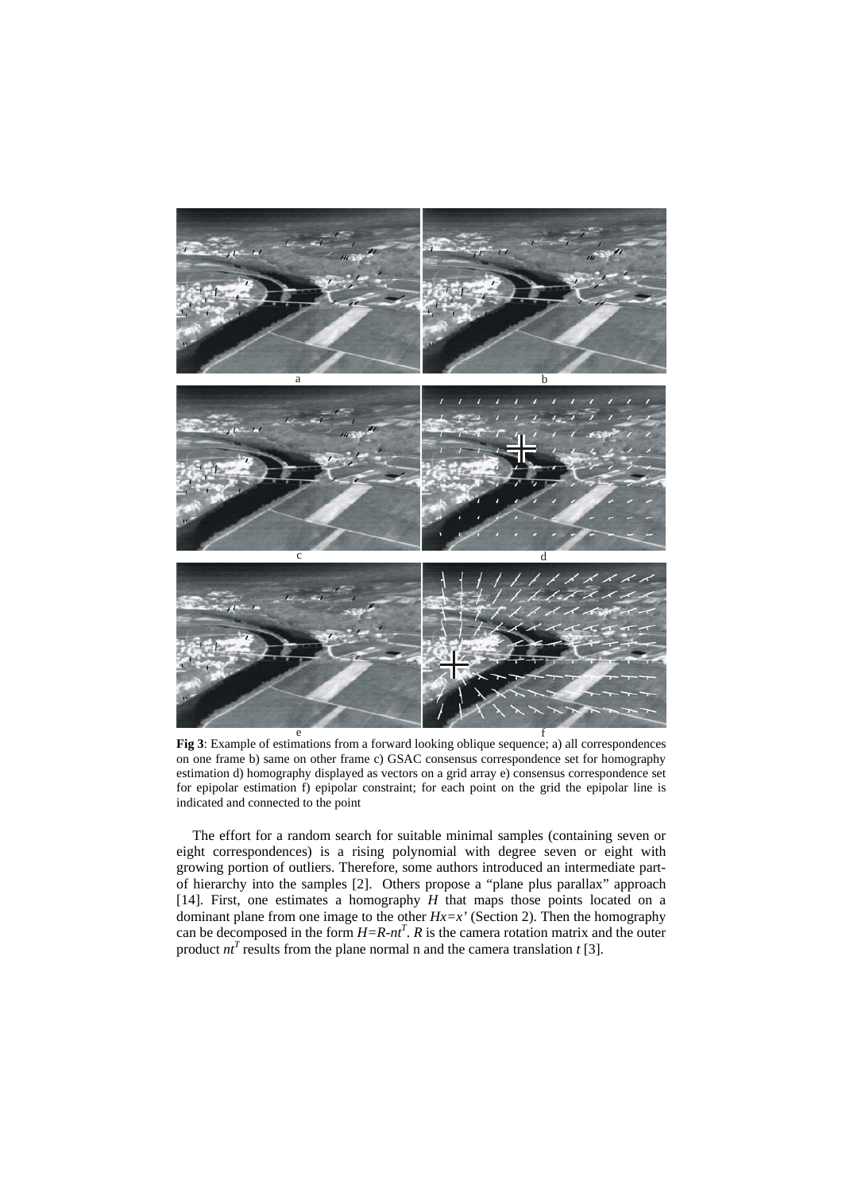**Fig 3**: Example of estimations from a forward looking oblique sequence; a) all correspondences on one frame b) same on other frame c) GSAC consensus correspondence set for homography estimation d) homography displayed as vectors on a grid array e) consensus correspondence set for epipolar estimation f) epipolar constraint; for each point on the grid the epipolar line is indicated and connected to the point

The effort for a random search for suitable minimal samples (containing seven or eight correspondences) is a rising polynomial with degree seven or eight with growing portion of outliers. Therefore, some authors introduced an intermediate part-of hierarchy into the samples [2]. Others propose a "plane plus parallax" approach [14]. First, one estimates a homography $H$ that maps those points located on a dominant plane from one image to the other $Hx=x'$ (Section 2). Then the homography can be decomposed in the form $H=R-nt^T$. $R$ is the camera rotation matrix and the outer product $nt^T$ results from the plane normal n and the camera translation $t$ [3].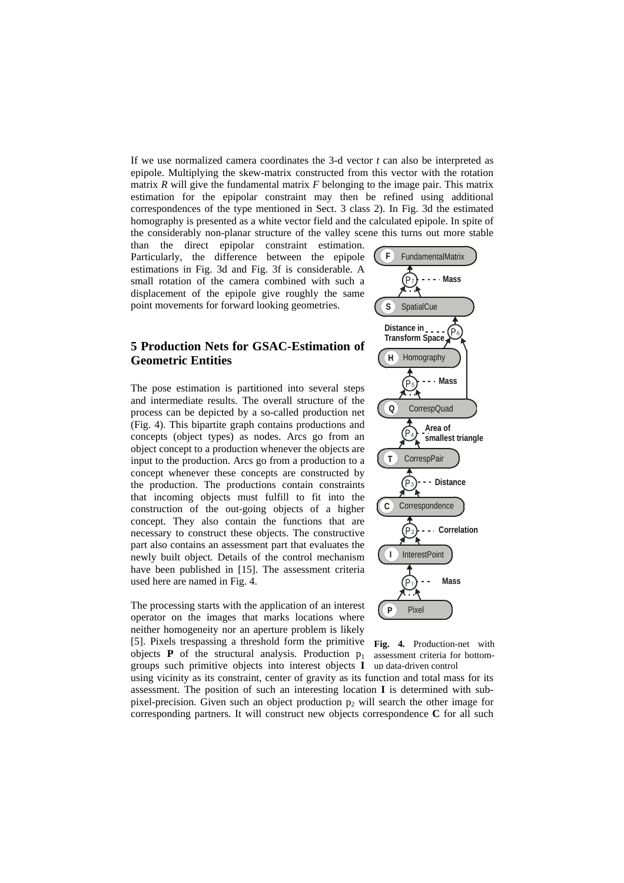If we use normalized camera coordinates the 3-d vector $t$ can also be interpreted as epipole. Multiplying the skew-matrix constructed from this vector with the rotation matrix $R$ will give the fundamental matrix $F$ belonging to the image pair. This matrix estimation for the epipolar constraint may then be refined using additional correspondences of the type mentioned in Sect. 3 class 2). In Fig. 3d the estimated homography is presented as a white vector field and the calculated epipole. In spite of the considerably non-planar structure of the valley scene this turns out more stable than the direct epipolar constraint estimation. Particularly, the difference between the epipole estimations in Fig. 3d and Fig. 3f is considerable. A small rotation of the camera combined with such a displacement of the epipole give roughly the same point movements for forward looking geometries.

## 5 Production Nets for GSAC-Estimation of Geometric Entities

The pose estimation is partitioned into several steps and intermediate results. The overall structure of the process can be depicted by a so-called production net (Fig. 4). This bipartite graph contains productions and concepts (object types) as nodes. Arcs go from an object concept to a production whenever the objects are input to the production. Arcs go from a production to a concept whenever these concepts are constructed by the production. The productions contain constraints that incoming objects must fulfill to fit into the construction of the out-going objects of a higher concept. They also contain the functions that are necessary to construct these objects. The constructive part also contains an assessment part that evaluates the newly built object. Details of the control mechanism have been published in [15]. The assessment criteria used here are named in Fig. 4.

F FundamentalMatrix
P7 Mass
S SpatialCue
Distance in Transform Space P6
H Homography
P5 Mass
Q CorrespQuad
P4 Area of smallest triangle
T CorrespPair
P3 Distance
C Correspondence
P2 Correlation
I InterestPoint
P1 Mass
P Pixel

**Fig. 4.** Production-net with assessment criteria for bottom-up data-driven control

The processing starts with the application of an interest operator on the images that marks locations where neither homogeneity nor an aperture problem is likely [5]. Pixels trespassing a threshold form the primitive objects **P** of the structural analysis. Production $p_1$ groups such primitive objects into interest objects **I** using vicinity as its constraint, center of gravity as its function and total mass for its assessment. The position of such an interesting location **I** is determined with sub-pixel-precision. Given such an object production $p_2$ will search the other image for corresponding partners. It will construct new objects correspondence **C** for all such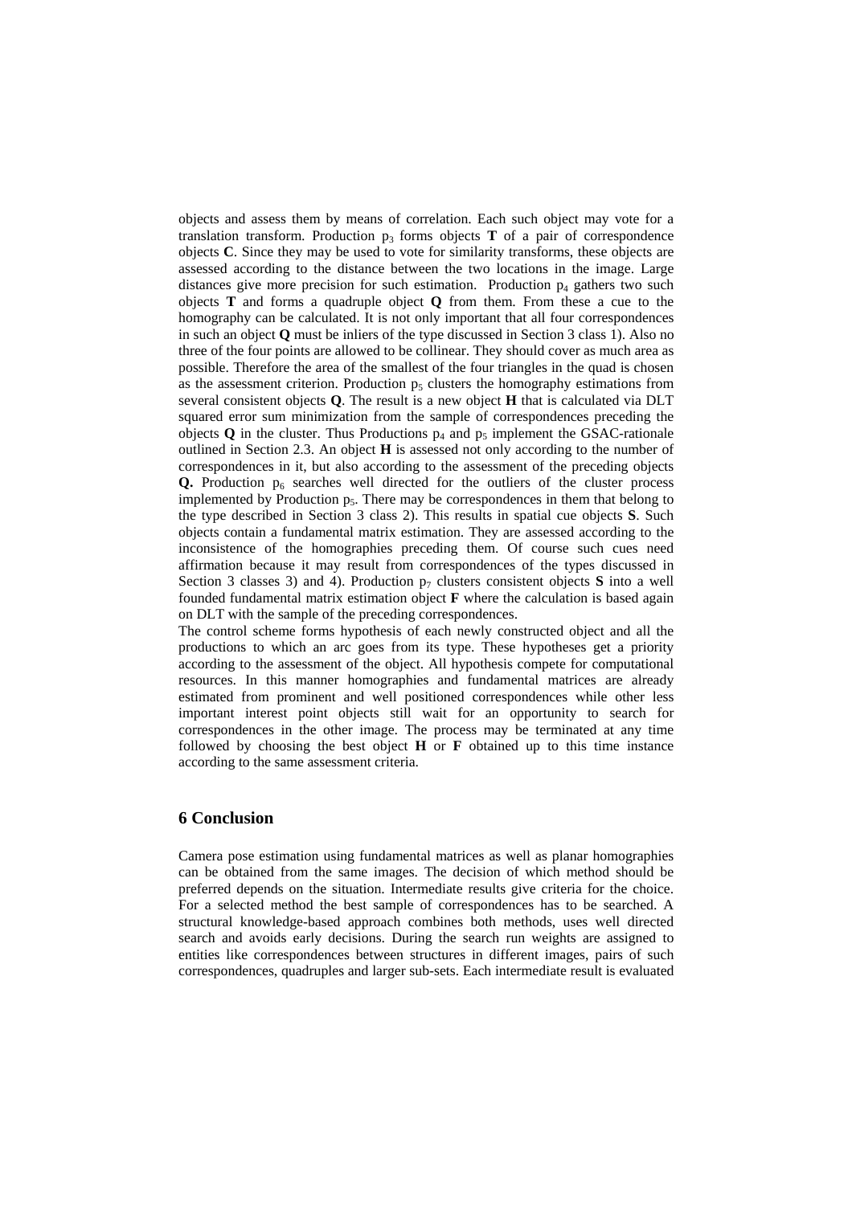objects and assess them by means of correlation. Each such object may vote for a translation transform. Production $p_3$ forms objects **T** of a pair of correspondence objects **C**. Since they may be used to vote for similarity transforms, these objects are assessed according to the distance between the two locations in the image. Large distances give more precision for such estimation. Production $p_4$ gathers two such objects **T** and forms a quadruple object **Q** from them. From these a cue to the homography can be calculated. It is not only important that all four correspondences in such an object **Q** must be inliers of the type discussed in Section 3 class 1). Also no three of the four points are allowed to be collinear. They should cover as much area as possible. Therefore the area of the smallest of the four triangles in the quad is chosen as the assessment criterion. Production $p_5$ clusters the homography estimations from several consistent objects **Q**. The result is a new object **H** that is calculated via DLT squared error sum minimization from the sample of correspondences preceding the objects **Q** in the cluster. Thus Productions $p_4$ and $p_5$ implement the GSAC-rationale outlined in Section 2.3. An object **H** is assessed not only according to the number of correspondences in it, but also according to the assessment of the preceding objects **Q.** Production $p_6$ searches well directed for the outliers of the cluster process implemented by Production $p_5$. There may be correspondences in them that belong to the type described in Section 3 class 2). This results in spatial cue objects **S**. Such objects contain a fundamental matrix estimation. They are assessed according to the inconsistence of the homographies preceding them. Of course such cues need affirmation because it may result from correspondences of the types discussed in Section 3 classes 3) and 4). Production $p_7$ clusters consistent objects **S** into a well founded fundamental matrix estimation object **F** where the calculation is based again on DLT with the sample of the preceding correspondences.

The control scheme forms hypothesis of each newly constructed object and all the productions to which an arc goes from its type. These hypotheses get a priority according to the assessment of the object. All hypothesis compete for computational resources. In this manner homographies and fundamental matrices are already estimated from prominent and well positioned correspondences while other less important interest point objects still wait for an opportunity to search for correspondences in the other image. The process may be terminated at any time followed by choosing the best object **H** or **F** obtained up to this time instance according to the same assessment criteria.

## 6 Conclusion

Camera pose estimation using fundamental matrices as well as planar homographies can be obtained from the same images. The decision of which method should be preferred depends on the situation. Intermediate results give criteria for the choice. For a selected method the best sample of correspondences has to be searched. A structural knowledge-based approach combines both methods, uses well directed search and avoids early decisions. During the search run weights are assigned to entities like correspondences between structures in different images, pairs of such correspondences, quadruples and larger sub-sets. Each intermediate result is evaluated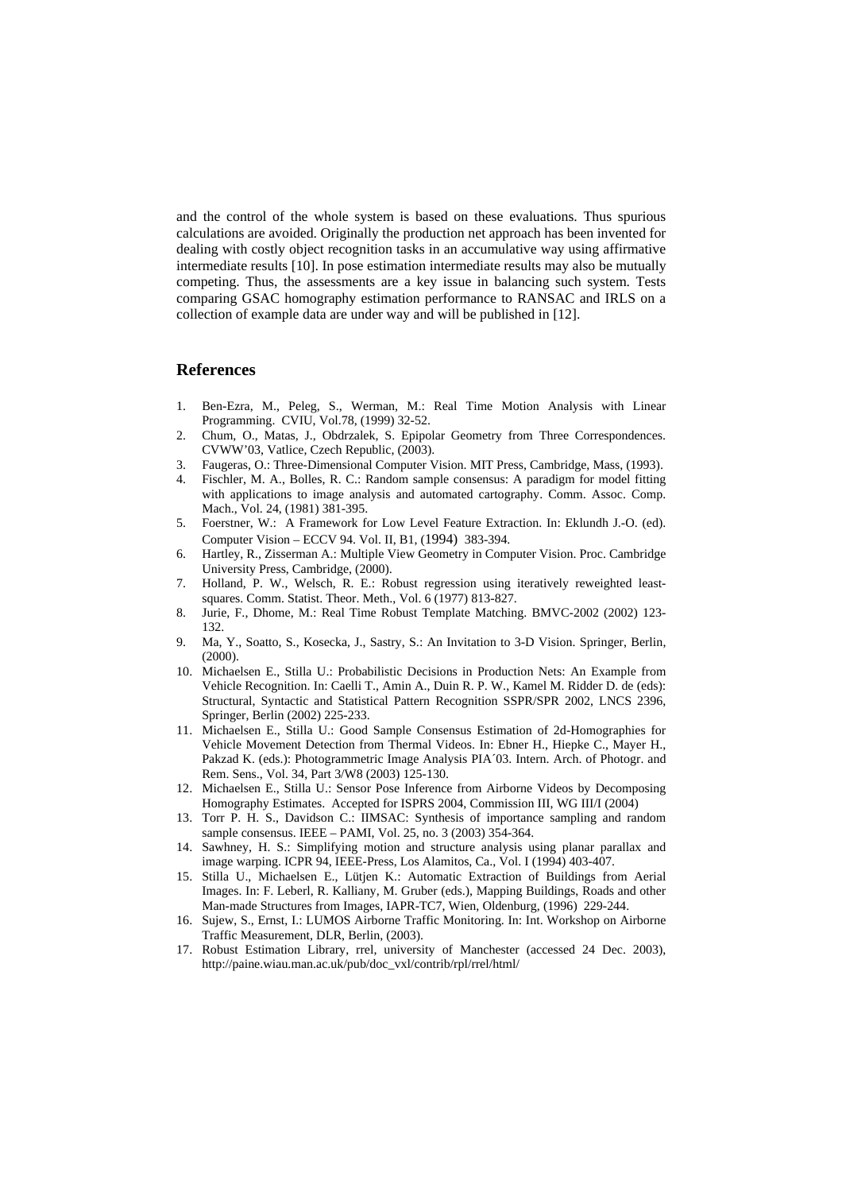and the control of the whole system is based on these evaluations. Thus spurious calculations are avoided. Originally the production net approach has been invented for dealing with costly object recognition tasks in an accumulative way using affirmative intermediate results [10]. In pose estimation intermediate results may also be mutually competing. Thus, the assessments are a key issue in balancing such system. Tests comparing GSAC homography estimation performance to RANSAC and IRLS on a collection of example data are under way and will be published in [12].

## References

1. Ben-Ezra, M., Peleg, S., Werman, M.: Real Time Motion Analysis with Linear Programming. CVIU, Vol.78, (1999) 32-52.
2. Chum, O., Matas, J., Obdrzalek, S. Epipolar Geometry from Three Correspondences. CVWW'03, Vatlice, Czech Republic, (2003).
3. Faugeras, O.: Three-Dimensional Computer Vision. MIT Press, Cambridge, Mass, (1993).
4. Fischler, M. A., Bolles, R. C.: Random sample consensus: A paradigm for model fitting with applications to image analysis and automated cartography. Comm. Assoc. Comp. Mach., Vol. 24, (1981) 381-395.
5. Foerstner, W.: A Framework for Low Level Feature Extraction. In: Eklundh J.-O. (ed). Computer Vision – ECCV 94. Vol. II, B1, (1994) 383-394.
6. Hartley, R., Zisserman A.: Multiple View Geometry in Computer Vision. Proc. Cambridge University Press, Cambridge, (2000).
7. Holland, P. W., Welsch, R. E.: Robust regression using iteratively reweighted least-squares. Comm. Statist. Theor. Meth., Vol. 6 (1977) 813-827.
8. Jurie, F., Dhome, M.: Real Time Robust Template Matching. BMVC-2002 (2002) 123-132.
9. Ma, Y., Soatto, S., Kosecka, J., Sastry, S.: An Invitation to 3-D Vision. Springer, Berlin, (2000).
10. Michaelsen E., Stilla U.: Probabilistic Decisions in Production Nets: An Example from Vehicle Recognition. In: Caelli T., Amin A., Duin R. P. W., Kamel M. Ridder D. de (eds): Structural, Syntactic and Statistical Pattern Recognition SSPR/SPR 2002, LNCS 2396, Springer, Berlin (2002) 225-233.
11. Michaelsen E., Stilla U.: Good Sample Consensus Estimation of 2d-Homographies for Vehicle Movement Detection from Thermal Videos. In: Ebner H., Hiepke C., Mayer H., Pakzad K. (eds.): Photogrammetric Image Analysis PIA´03. Intern. Arch. of Photogr. and Rem. Sens., Vol. 34, Part 3/W8 (2003) 125-130.
12. Michaelsen E., Stilla U.: Sensor Pose Inference from Airborne Videos by Decomposing Homography Estimates. Accepted for ISPRS 2004, Commission III, WG III/I (2004)
13. Torr P. H. S., Davidson C.: IIMSAC: Synthesis of importance sampling and random sample consensus. IEEE – PAMI, Vol. 25, no. 3 (2003) 354-364.
14. Sawhney, H. S.: Simplifying motion and structure analysis using planar parallax and image warping. ICPR 94, IEEE-Press, Los Alamitos, Ca., Vol. I (1994) 403-407.
15. Stilla U., Michaelsen E., Lütjen K.: Automatic Extraction of Buildings from Aerial Images. In: F. Leberl, R. Kalliany, M. Gruber (eds.), Mapping Buildings, Roads and other Man-made Structures from Images, IAPR-TC7, Wien, Oldenburg, (1996) 229-244.
16. Sujew, S., Ernst, I.: LUMOS Airborne Traffic Monitoring. In: Int. Workshop on Airborne Traffic Measurement, DLR, Berlin, (2003).
17. Robust Estimation Library, rrel, university of Manchester (accessed 24 Dec. 2003), http://paine.wiau.man.ac.uk/pub/doc_vxl/contrib/rpl/rrel/html/